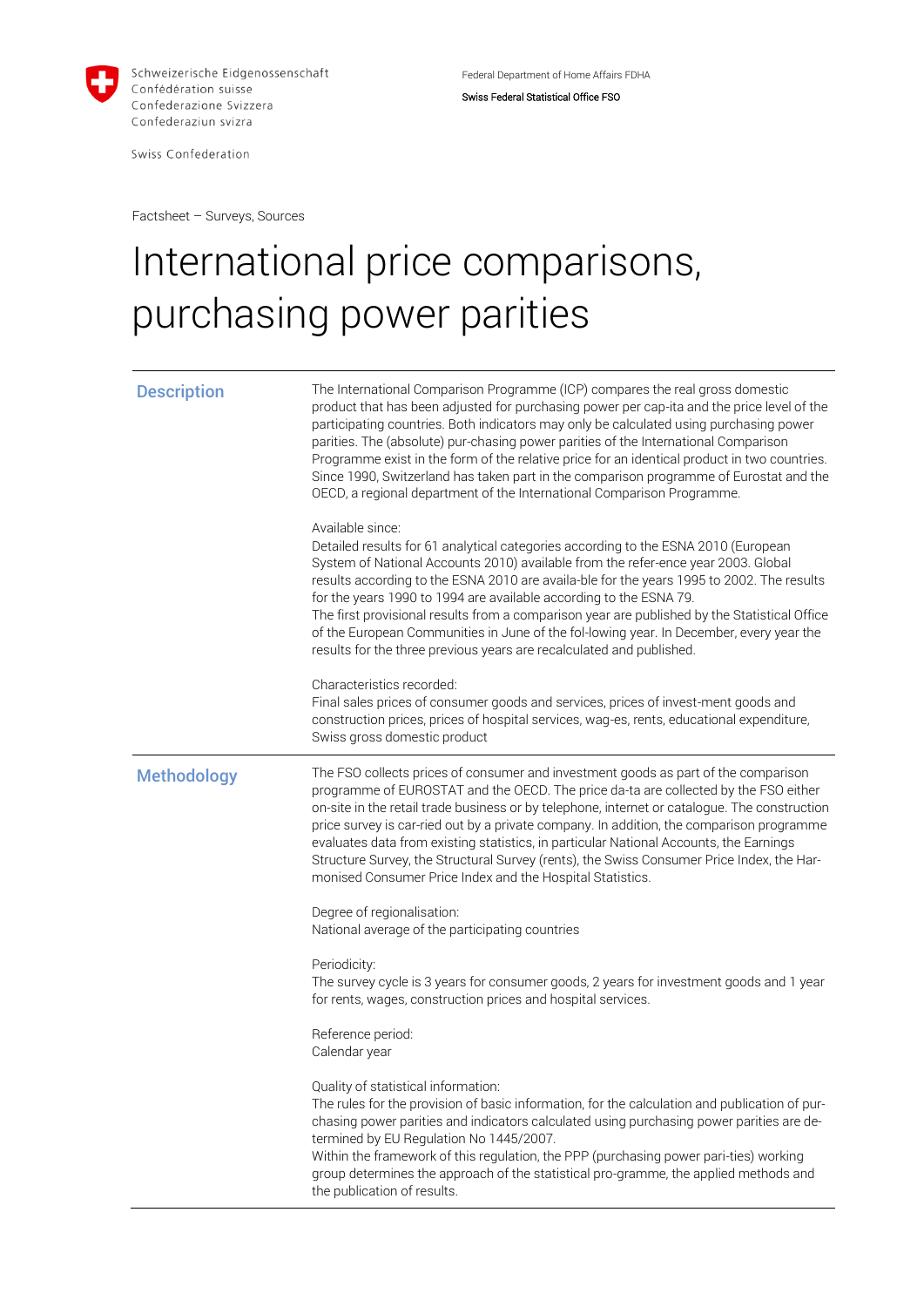Schweizerische Eidgenossenschaft
Confédération suisse
Confederazione Svizzera
Confederaziun svizra

Swiss Confederation

Federal Department of Home Affairs FDHA

Swiss Federal Statistical Office FSO

Factsheet – Surveys, Sources

# International price comparisons, purchasing power parities

## Description

The International Comparison Programme (ICP) compares the real gross domestic product that has been adjusted for purchasing power per cap-ita and the price level of the participating countries. Both indicators may only be calculated using purchasing power parities. The (absolute) pur-chasing power parities of the International Comparison Programme exist in the form of the relative price for an identical product in two countries. Since 1990, Switzerland has taken part in the comparison programme of Eurostat and the OECD, a regional department of the International Comparison Programme.

Available since:
Detailed results for 61 analytical categories according to the ESNA 2010 (European System of National Accounts 2010) available from the refer-ence year 2003. Global results according to the ESNA 2010 are availa-ble for the years 1995 to 2002. The results for the years 1990 to 1994 are available according to the ESNA 79.
The first provisional results from a comparison year are published by the Statistical Office of the European Communities in June of the fol-lowing year. In December, every year the results for the three previous years are recalculated and published.

Characteristics recorded:
Final sales prices of consumer goods and services, prices of invest-ment goods and construction prices, prices of hospital services, wag-es, rents, educational expenditure, Swiss gross domestic product

## Methodology

The FSO collects prices of consumer and investment goods as part of the comparison programme of EUROSTAT and the OECD. The price da-ta are collected by the FSO either on-site in the retail trade business or by telephone, internet or catalogue. The construction price survey is car-ried out by a private company. In addition, the comparison programme evaluates data from existing statistics, in particular National Accounts, the Earnings Structure Survey, the Structural Survey (rents), the Swiss Consumer Price Index, the Har-monised Consumer Price Index and the Hospital Statistics.

Degree of regionalisation:
National average of the participating countries

Periodicity:
The survey cycle is 3 years for consumer goods, 2 years for investment goods and 1 year for rents, wages, construction prices and hospital services.

Reference period:
Calendar year

Quality of statistical information:
The rules for the provision of basic information, for the calculation and publication of pur-chasing power parities and indicators calculated using purchasing power parities are de-termined by EU Regulation No 1445/2007.
Within the framework of this regulation, the PPP (purchasing power pari-ties) working group determines the approach of the statistical pro-gramme, the applied methods and the publication of results.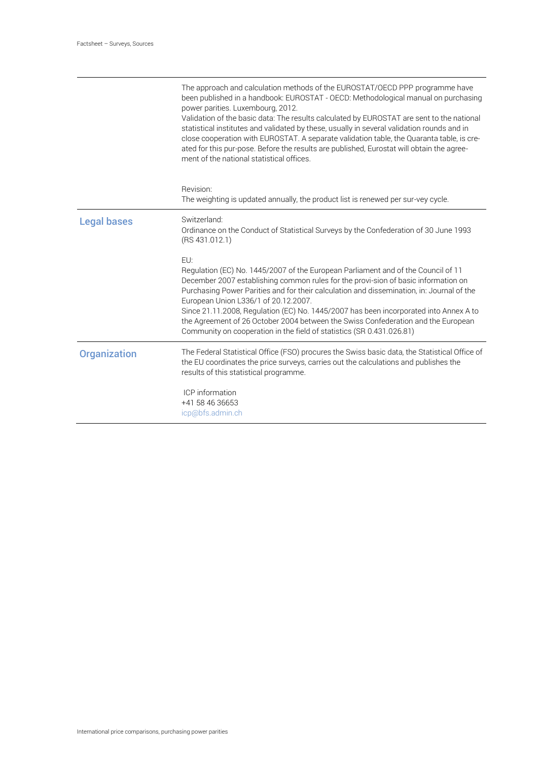The approach and calculation methods of the EUROSTAT/OECD PPP programme have been published in a handbook: EUROSTAT - OECD: Methodological manual on purchasing power parities. Luxembourg, 2012.
Validation of the basic data: The results calculated by EUROSTAT are sent to the national statistical institutes and validated by these, usually in several validation rounds and in close cooperation with EUROSTAT. A separate validation table, the Quaranta table, is created for this pur-pose. Before the results are published, Eurostat will obtain the agreement of the national statistical offices.

Revision:
The weighting is updated annually, the product list is renewed per sur-vey cycle.

## Legal bases

Switzerland:
Ordinance on the Conduct of Statistical Surveys by the Confederation of 30 June 1993 (RS 431.012.1)

EU:
Regulation (EC) No. 1445/2007 of the European Parliament and of the Council of 11 December 2007 establishing common rules for the provi-sion of basic information on Purchasing Power Parities and for their calculation and dissemination, in: Journal of the European Union L336/1 of 20.12.2007.
Since 21.11.2008, Regulation (EC) No. 1445/2007 has been incorporated into Annex A to the Agreement of 26 October 2004 between the Swiss Confederation and the European Community on cooperation in the field of statistics (SR 0.431.026.81)

## Organization

The Federal Statistical Office (FSO) procures the Swiss basic data, the Statistical Office of the EU coordinates the price surveys, carries out the calculations and publishes the results of this statistical programme.

ICP information
+41 58 46 36653
icp@bfs.admin.ch